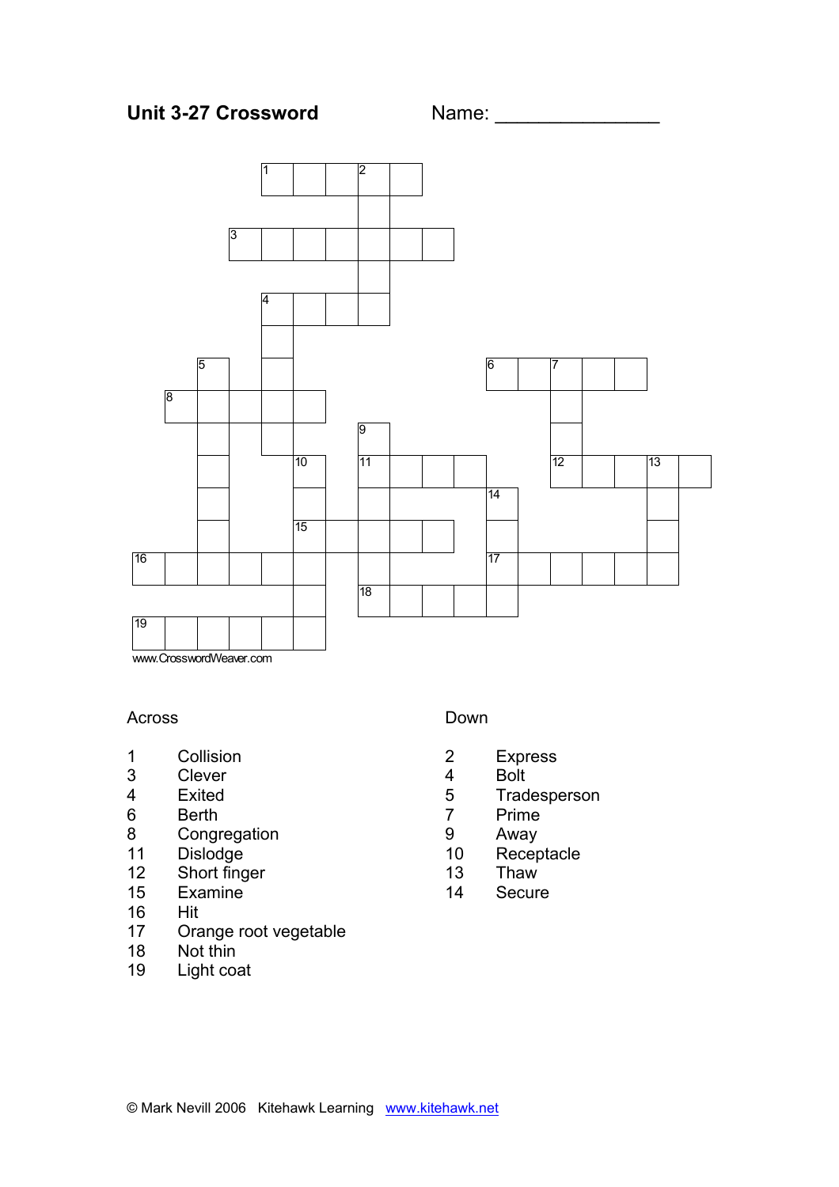**Unit 3-27 Crossword** Name: _______________

www.CrosswordWeaver.com

Across

1 Collision
3 Clever
4 Exited
6 Berth
8 Congregation
11 Dislodge
12 Short finger
15 Examine
16 Hit
17 Orange root vegetable
18 Not thin
19 Light coat

Down

2 Express
4 Bolt
5 Tradesperson
7 Prime
9 Away
10 Receptacle
13 Thaw
14 Secure

© Mark Nevill 2006 Kitehawk Learning www.kitehawk.net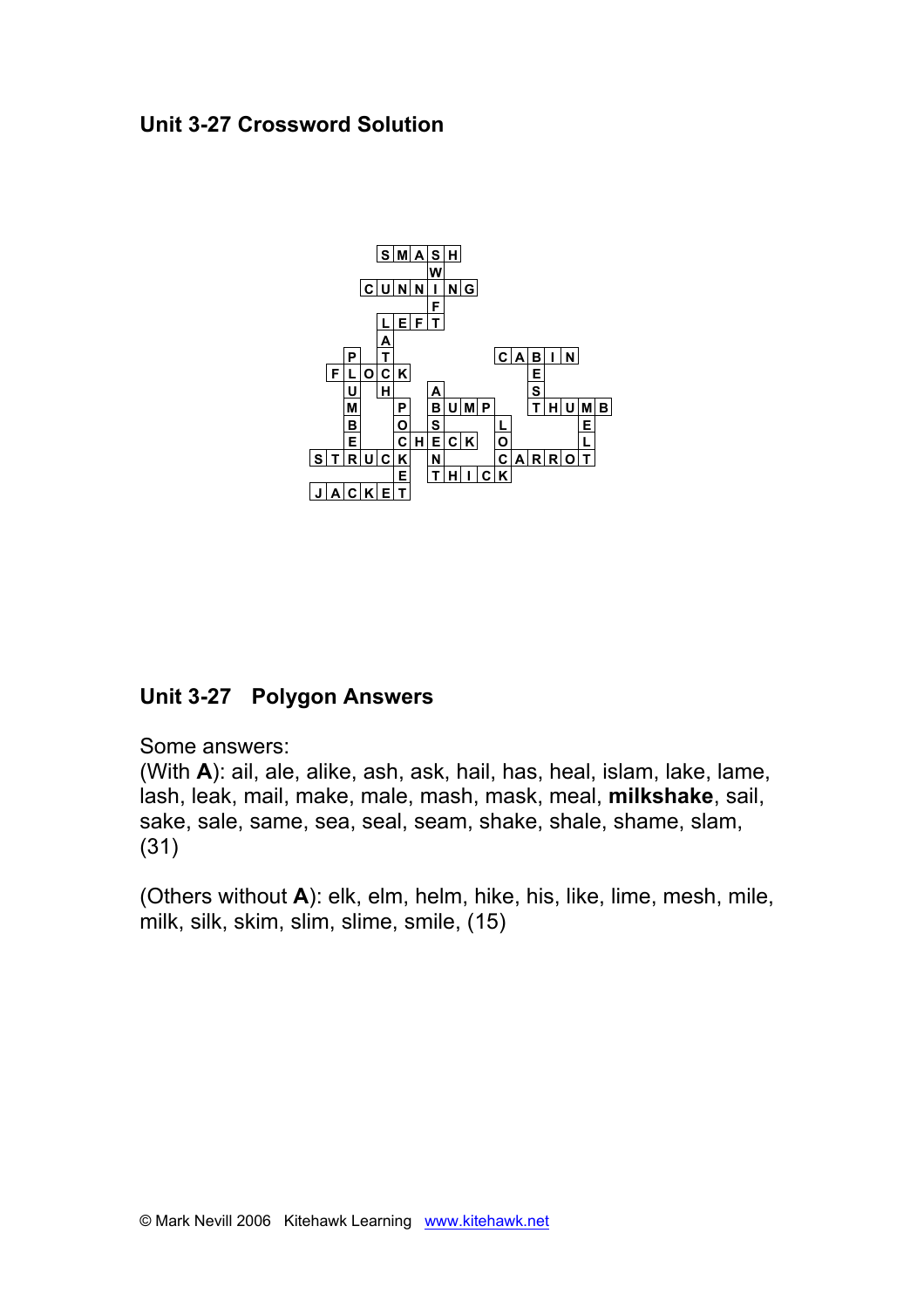## Unit 3-27 Crossword Solution

```
        S M A S H
              W
      C U N N I N G
              F
        L E F T
        A
    P   T               C A B I N
  F L O C K                 E
    U   H     A             S
    M     P   B U M P       T H U M B
    B     O   S       L           E
    E     C H E C K   O           L
S T R U C K   N       C A R R O T
          E   T H I C K
J A C K E T
```

## Unit 3-27 Polygon Answers

Some answers:

(With **A**): ail, ale, alike, ash, ask, hail, has, heal, islam, lake, lame, lash, leak, mail, make, male, mash, mask, meal, **milkshake**, sail, sake, sale, same, sea, seal, seam, shake, shale, shame, slam, (31)

(Others without **A**): elk, elm, helm, hike, his, like, lime, mesh, mile, milk, silk, skim, slim, slime, smile, (15)

© Mark Nevill 2006 Kitehawk Learning www.kitehawk.net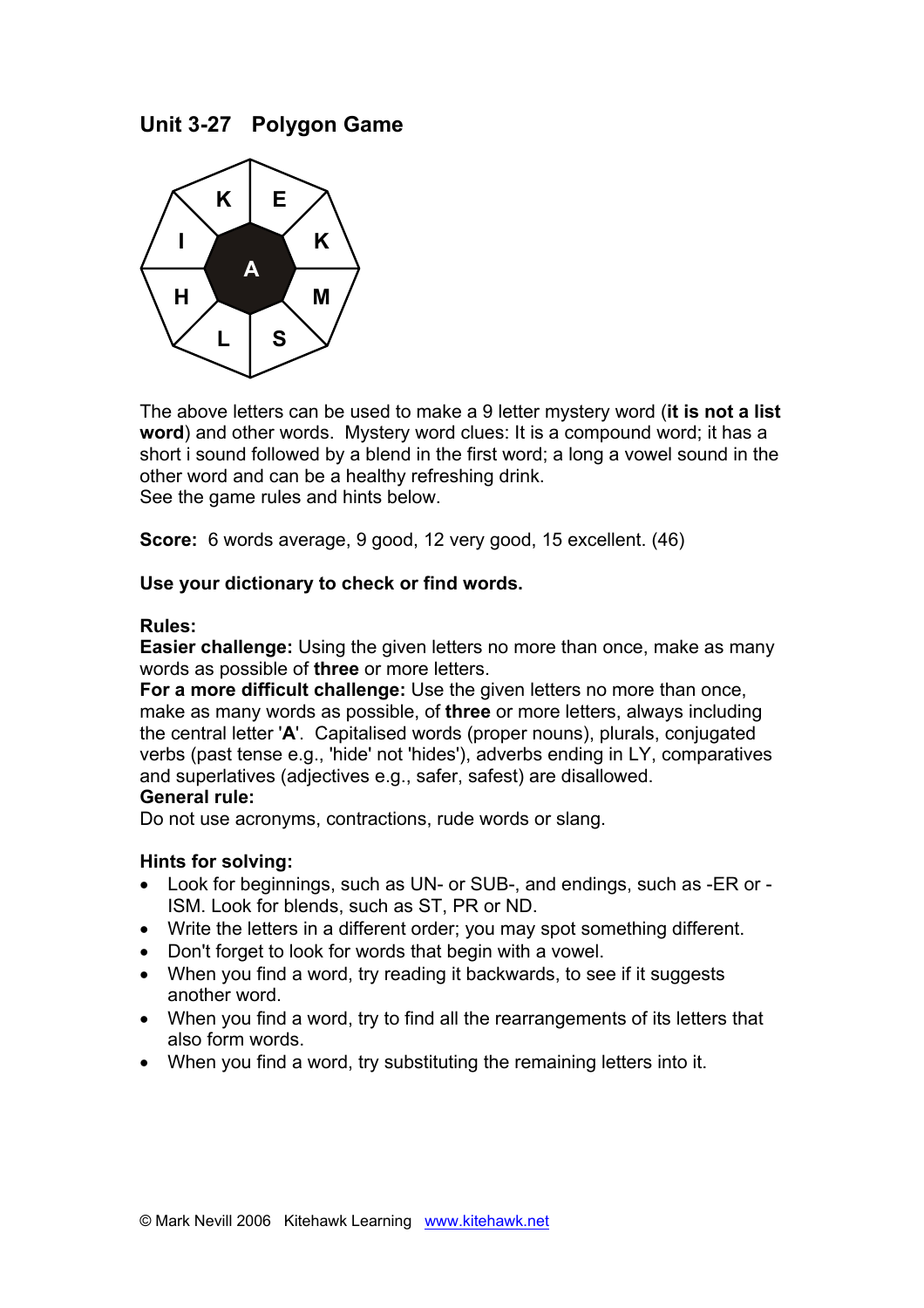## Unit 3-27 Polygon Game

K E
I K
A
H M
L S

The above letters can be used to make a 9 letter mystery word (**it is not a list word**) and other words. Mystery word clues: It is a compound word; it has a short i sound followed by a blend in the first word; a long a vowel sound in the other word and can be a healthy refreshing drink.
See the game rules and hints below.

**Score:** 6 words average, 9 good, 12 very good, 15 excellent. (46)

**Use your dictionary to check or find words.**

**Rules:**
**Easier challenge:** Using the given letters no more than once, make as many words as possible of **three** or more letters.
**For a more difficult challenge:** Use the given letters no more than once, make as many words as possible, of **three** or more letters, always including the central letter '**A**'. Capitalised words (proper nouns), plurals, conjugated verbs (past tense e.g., 'hide' not 'hides'), adverbs ending in LY, comparatives and superlatives (adjectives e.g., safer, safest) are disallowed.
**General rule:**
Do not use acronyms, contractions, rude words or slang.

**Hints for solving:**

- Look for beginnings, such as UN- or SUB-, and endings, such as -ER or -ISM. Look for blends, such as ST, PR or ND.
- Write the letters in a different order; you may spot something different.
- Don't forget to look for words that begin with a vowel.
- When you find a word, try reading it backwards, to see if it suggests another word.
- When you find a word, try to find all the rearrangements of its letters that also form words.
- When you find a word, try substituting the remaining letters into it.

© Mark Nevill 2006 Kitehawk Learning www.kitehawk.net